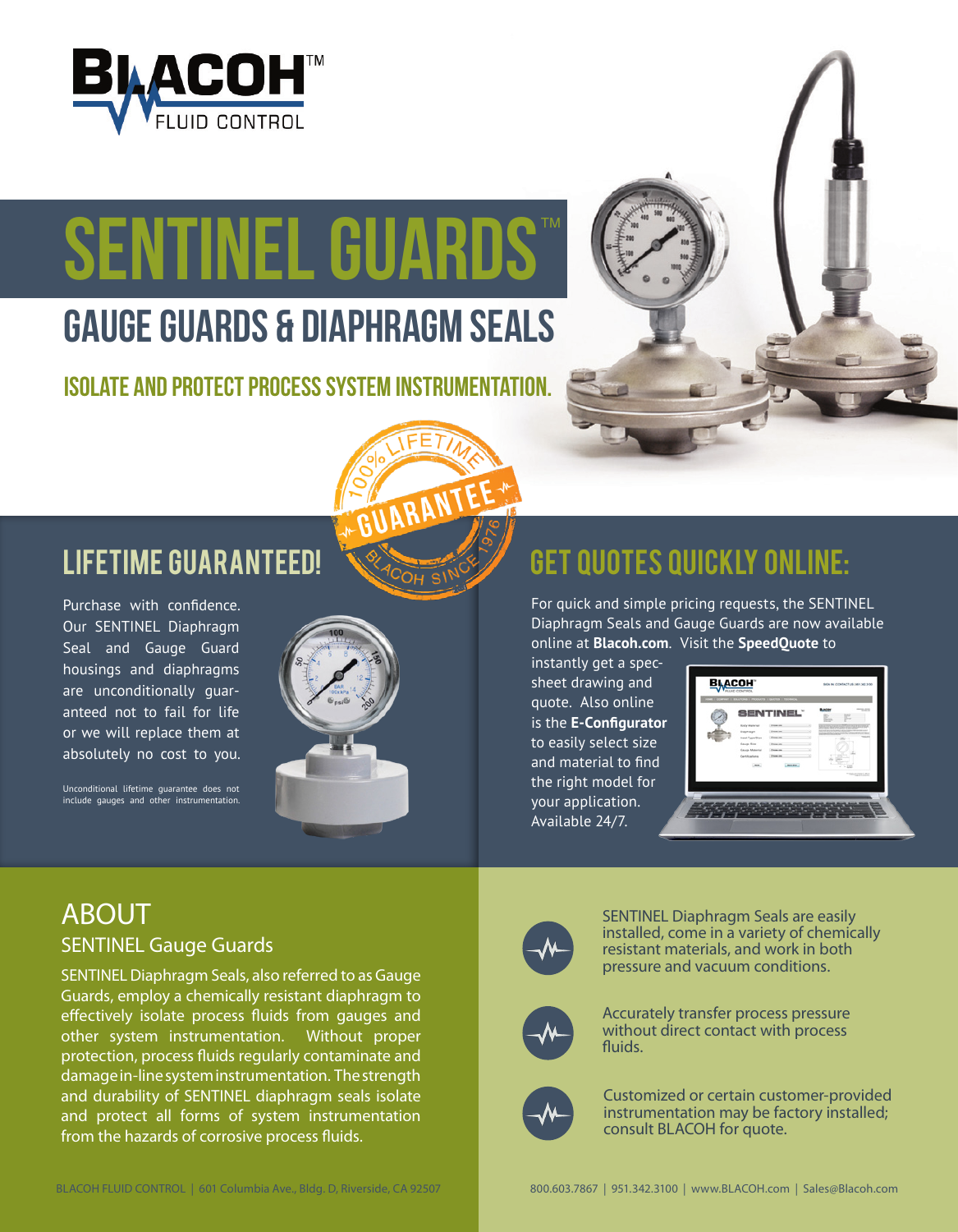# SENTINEL GUARDS™

## GAUGE GUARDS & DIAPHRAGM SEALS

### ISOLATE AND PROTECT PROCESS SYSTEM INSTRUMENTATION.

## LIFETIME GUARANTEED!

Purchase with confidence. Our SENTINEL Diaphragm Seal and Gauge Guard housings and diaphragms are unconditionally guaranteed not to fail for life or we will replace them at absolutely no cost to you.

Unconditional lifetime guarantee does not include gauges and other instrumentation.

## GET QUOTES QUICKLY ONLINE:

For quick and simple pricing requests, the SENTINEL Diaphragm Seals and Gauge Guards are now available online at **Blacoh.com**. Visit the **SpeedQuote** to instantly get a spec-sheet drawing and quote. Also online is the **E-Configurator** to easily select size and material to find the right model for your application. Available 24/7.

## ABOUT

### SENTINEL Gauge Guards

SENTINEL Diaphragm Seals, also referred to as Gauge Guards, employ a chemically resistant diaphragm to effectively isolate process fluids from gauges and other system instrumentation. Without proper protection, process fluids regularly contaminate and damage in-line system instrumentation. The strength and durability of SENTINEL diaphragm seals isolate and protect all forms of system instrumentation from the hazards of corrosive process fluids.

- SENTINEL Diaphragm Seals are easily installed, come in a variety of chemically resistant materials, and work in both pressure and vacuum conditions.
- Accurately transfer process pressure without direct contact with process fluids.
- Customized or certain customer-provided instrumentation may be factory installed; consult BLACOH for quote.

BLACOH FLUID CONTROL | 601 Columbia Ave., Bldg. D, Riverside, CA 92507

800.603.7867 | 951.342.3100 | www.BLACOH.com | Sales@Blacoh.com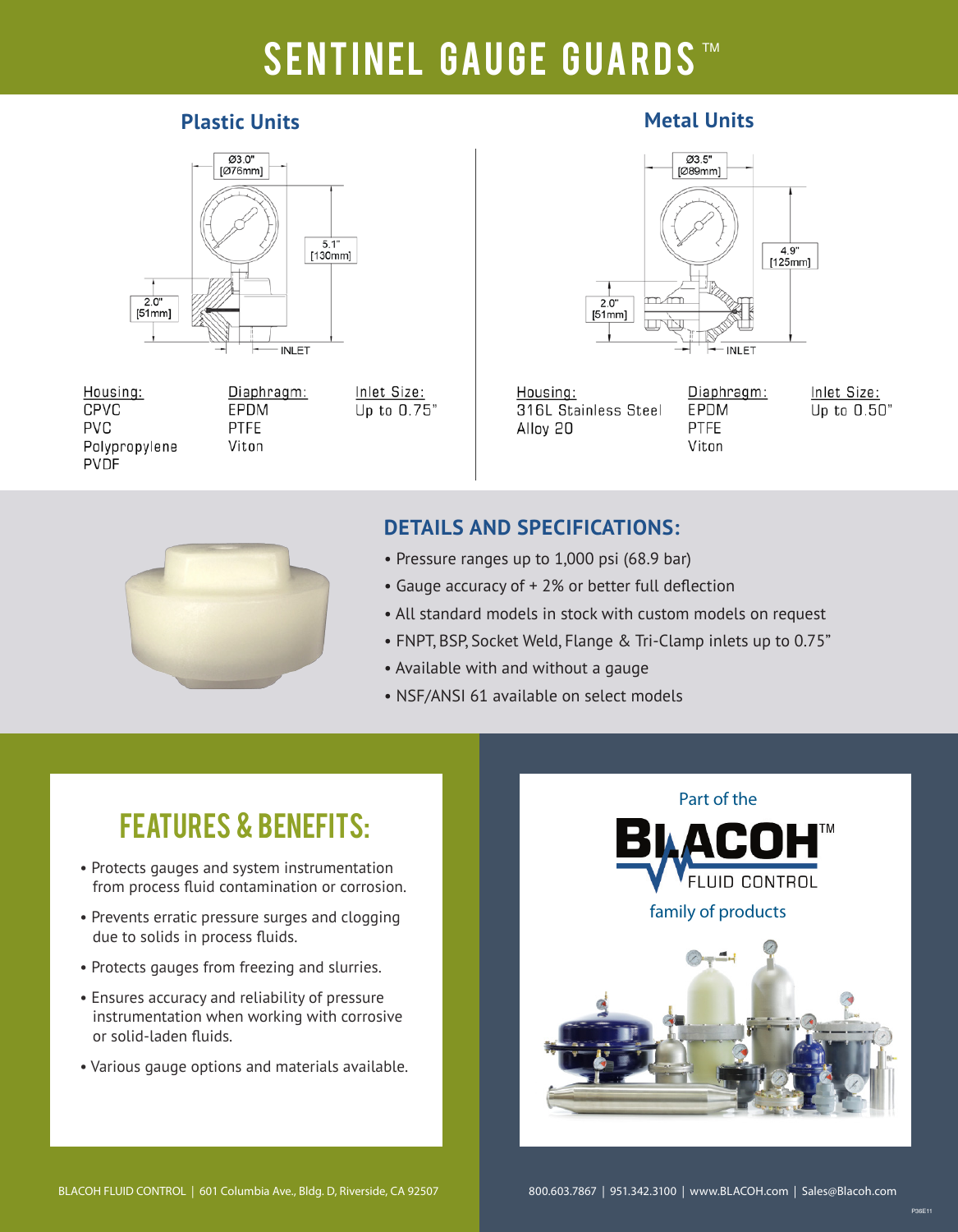# SENTINEL GAUGE GUARDS™

## Plastic Units

Ø3.0" [Ø76mm]

5.1" [130mm]

2.0" [51mm]

INLET

| Housing: | Diaphragm: | Inlet Size: |
|---|---|---|
| CPVC | EPDM | Up to 0.75" |
| PVC | PTFE | |
| Polypropylene | Viton | |
| PVDF | | |

## Metal Units

Ø3.5" [Ø89mm]

4.9" [125mm]

2.0" [51mm]

INLET

| Housing: | Diaphragm: | Inlet Size: |
|---|---|---|
| 316L Stainless Steel | EPDM | Up to 0.50" |
| Alloy 20 | PTFE | |
| | Viton | |

## DETAILS AND SPECIFICATIONS:

- Pressure ranges up to 1,000 psi (68.9 bar)
- Gauge accuracy of + 2% or better full deflection
- All standard models in stock with custom models on request
- FNPT, BSP, Socket Weld, Flange & Tri-Clamp inlets up to 0.75"
- Available with and without a gauge
- NSF/ANSI 61 available on select models

## FEATURES & BENEFITS:

- Protects gauges and system instrumentation from process fluid contamination or corrosion.
- Prevents erratic pressure surges and clogging due to solids in process fluids.
- Protects gauges from freezing and slurries.
- Ensures accuracy and reliability of pressure instrumentation when working with corrosive or solid-laden fluids.
- Various gauge options and materials available.

Part of the BLACOH™ FLUID CONTROL family of products

BLACOH FLUID CONTROL | 601 Columbia Ave., Bldg. D, Riverside, CA 92507

800.603.7867 | 951.342.3100 | www.BLACOH.com | Sales@Blacoh.com

P36E11